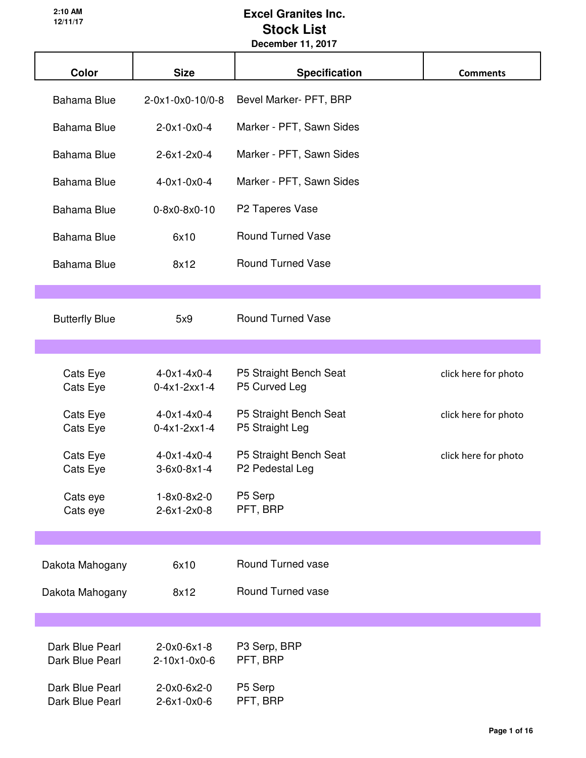2:10 AM
12/11/17

# Excel Granites Inc.
## Stock List
**December 11, 2017**

| Color | Size | Specification | Comments |
| --- | --- | --- | --- |
| Bahama Blue | 2-0x1-0x0-10/0-8 | Bevel Marker- PFT, BRP | |
| Bahama Blue | 2-0x1-0x0-4 | Marker - PFT, Sawn Sides | |
| Bahama Blue | 2-6x1-2x0-4 | Marker - PFT, Sawn Sides | |
| Bahama Blue | 4-0x1-0x0-4 | Marker - PFT, Sawn Sides | |
| Bahama Blue | 0-8x0-8x0-10 | P2 Taperes Vase | |
| Bahama Blue | 6x10 | Round Turned Vase | |
| Bahama Blue | 8x12 | Round Turned Vase | |
| | | | |
| Butterfly Blue | 5x9 | Round Turned Vase | |
| | | | |
| Cats Eye | 4-0x1-4x0-4 | P5 Straight Bench Seat | click here for photo |
| Cats Eye | 0-4x1-2xx1-4 | P5 Curved Leg | |
| Cats Eye | 4-0x1-4x0-4 | P5 Straight Bench Seat | click here for photo |
| Cats Eye | 0-4x1-2xx1-4 | P5 Straight Leg | |
| Cats Eye | 4-0x1-4x0-4 | P5 Straight Bench Seat | click here for photo |
| Cats Eye | 3-6x0-8x1-4 | P2 Pedestal Leg | |
| Cats eye | 1-8x0-8x2-0 | P5 Serp | |
| Cats eye | 2-6x1-2x0-8 | PFT, BRP | |
| | | | |
| Dakota Mahogany | 6x10 | Round Turned vase | |
| Dakota Mahogany | 8x12 | Round Turned vase | |
| | | | |
| Dark Blue Pearl | 2-0x0-6x1-8 | P3 Serp, BRP | |
| Dark Blue Pearl | 2-10x1-0x0-6 | PFT, BRP | |
| Dark Blue Pearl | 2-0x0-6x2-0 | P5 Serp | |
| Dark Blue Pearl | 2-6x1-0x0-6 | PFT, BRP | |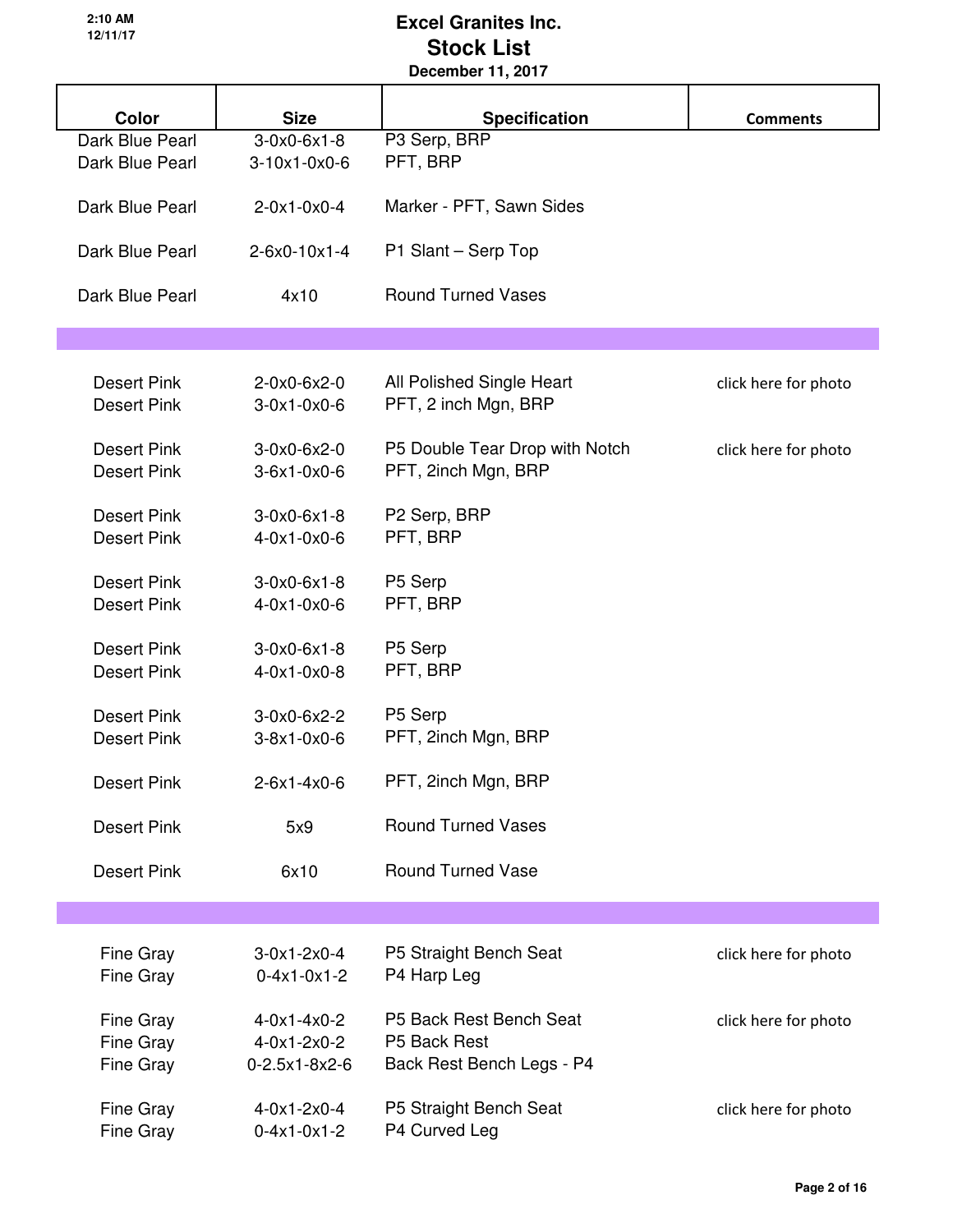# Excel Granites Inc.

## Stock List

**December 11, 2017**

| Color | Size | Specification | Comments |
|---|---|---|---|
| Dark Blue Pearl | 3-0x0-6x1-8 | P3 Serp, BRP | |
| Dark Blue Pearl | 3-10x1-0x0-6 | PFT, BRP | |
| Dark Blue Pearl | 2-0x1-0x0-4 | Marker - PFT, Sawn Sides | |
| Dark Blue Pearl | 2-6x0-10x1-4 | P1 Slant – Serp Top | |
| Dark Blue Pearl | 4x10 | Round Turned Vases | |
| | | | |
| Desert Pink | 2-0x0-6x2-0 | All Polished Single Heart | click here for photo |
| Desert Pink | 3-0x1-0x0-6 | PFT, 2 inch Mgn, BRP | |
| Desert Pink | 3-0x0-6x2-0 | P5 Double Tear Drop with Notch | click here for photo |
| Desert Pink | 3-6x1-0x0-6 | PFT, 2inch Mgn, BRP | |
| Desert Pink | 3-0x0-6x1-8 | P2 Serp, BRP | |
| Desert Pink | 4-0x1-0x0-6 | PFT, BRP | |
| Desert Pink | 3-0x0-6x1-8 | P5 Serp | |
| Desert Pink | 4-0x1-0x0-6 | PFT, BRP | |
| Desert Pink | 3-0x0-6x1-8 | P5 Serp | |
| Desert Pink | 4-0x1-0x0-8 | PFT, BRP | |
| Desert Pink | 3-0x0-6x2-2 | P5 Serp | |
| Desert Pink | 3-8x1-0x0-6 | PFT, 2inch Mgn, BRP | |
| Desert Pink | 2-6x1-4x0-6 | PFT, 2inch Mgn, BRP | |
| Desert Pink | 5x9 | Round Turned Vases | |
| Desert Pink | 6x10 | Round Turned Vase | |
| | | | |
| Fine Gray | 3-0x1-2x0-4 | P5 Straight Bench Seat | click here for photo |
| Fine Gray | 0-4x1-0x1-2 | P4 Harp Leg | |
| Fine Gray | 4-0x1-4x0-2 | P5 Back Rest Bench Seat | click here for photo |
| Fine Gray | 4-0x1-2x0-2 | P5 Back Rest | |
| Fine Gray | 0-2.5x1-8x2-6 | Back Rest Bench Legs - P4 | |
| Fine Gray | 4-0x1-2x0-4 | P5 Straight Bench Seat | click here for photo |
| Fine Gray | 0-4x1-0x1-2 | P4 Curved Leg | |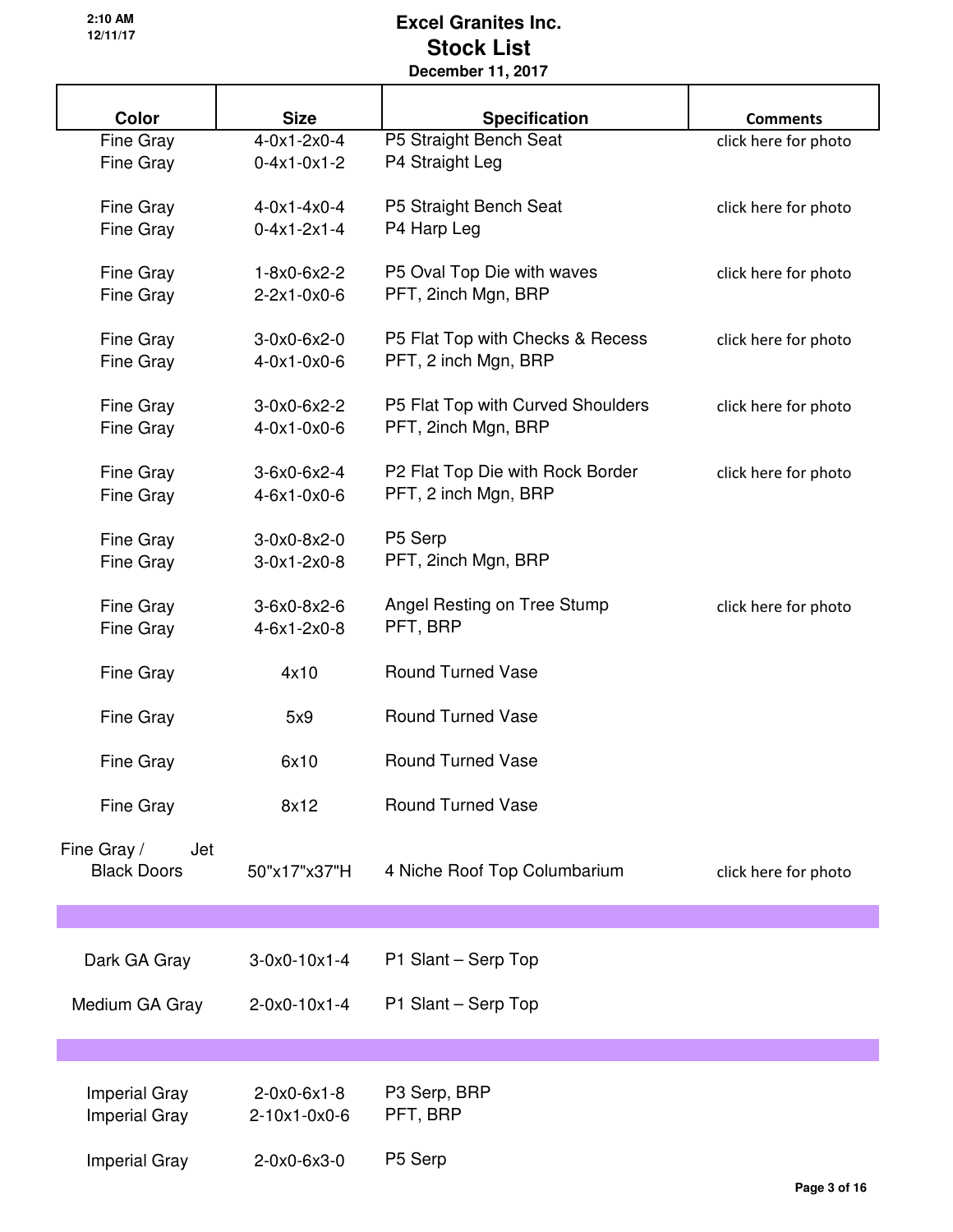# Excel Granites Inc.

## Stock List

**December 11, 2017**

| Color | Size | Specification | Comments |
|---|---|---|---|
| Fine Gray | 4-0x1-2x0-4 | P5 Straight Bench Seat | click here for photo |
| Fine Gray | 0-4x1-0x1-2 | P4 Straight Leg | |
| | | | |
| Fine Gray | 4-0x1-4x0-4 | P5 Straight Bench Seat | click here for photo |
| Fine Gray | 0-4x1-2x1-4 | P4 Harp Leg | |
| | | | |
| Fine Gray | 1-8x0-6x2-2 | P5 Oval Top Die with waves | click here for photo |
| Fine Gray | 2-2x1-0x0-6 | PFT, 2inch Mgn, BRP | |
| | | | |
| Fine Gray | 3-0x0-6x2-0 | P5 Flat Top with Checks & Recess | click here for photo |
| Fine Gray | 4-0x1-0x0-6 | PFT, 2 inch Mgn, BRP | |
| | | | |
| Fine Gray | 3-0x0-6x2-2 | P5 Flat Top with Curved Shoulders | click here for photo |
| Fine Gray | 4-0x1-0x0-6 | PFT, 2inch Mgn, BRP | |
| | | | |
| Fine Gray | 3-6x0-6x2-4 | P2 Flat Top Die with Rock Border | click here for photo |
| Fine Gray | 4-6x1-0x0-6 | PFT, 2 inch Mgn, BRP | |
| | | | |
| Fine Gray | 3-0x0-8x2-0 | P5 Serp | |
| Fine Gray | 3-0x1-2x0-8 | PFT, 2inch Mgn, BRP | |
| | | | |
| Fine Gray | 3-6x0-8x2-6 | Angel Resting on Tree Stump | click here for photo |
| Fine Gray | 4-6x1-2x0-8 | PFT, BRP | |
| | | | |
| Fine Gray | 4x10 | Round Turned Vase | |
| Fine Gray | 5x9 | Round Turned Vase | |
| Fine Gray | 6x10 | Round Turned Vase | |
| Fine Gray | 8x12 | Round Turned Vase | |
| Fine Gray / Jet Black Doors | 50"x17"x37"H | 4 Niche Roof Top Columbarium | click here for photo |
| | | | |
| Dark GA Gray | 3-0x0-10x1-4 | P1 Slant – Serp Top | |
| Medium GA Gray | 2-0x0-10x1-4 | P1 Slant – Serp Top | |
| | | | |
| Imperial Gray | 2-0x0-6x1-8 | P3 Serp, BRP | |
| Imperial Gray | 2-10x1-0x0-6 | PFT, BRP | |
| | | | |
| Imperial Gray | 2-0x0-6x3-0 | P5 Serp | |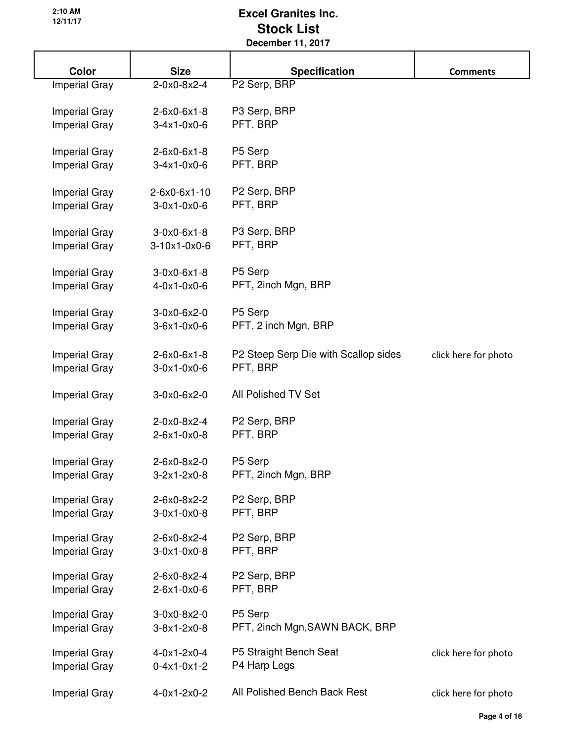# Excel Granites Inc.

## Stock List

**December 11, 2017**

| Color | Size | Specification | Comments |
|---|---|---|---|
| Imperial Gray | 2-0x0-8x2-4 | P2 Serp, BRP | |
| | | | |
| Imperial Gray | 2-6x0-6x1-8 | P3 Serp, BRP | |
| Imperial Gray | 3-4x1-0x0-6 | PFT, BRP | |
| | | | |
| Imperial Gray | 2-6x0-6x1-8 | P5 Serp | |
| Imperial Gray | 3-4x1-0x0-6 | PFT, BRP | |
| | | | |
| Imperial Gray | 2-6x0-6x1-10 | P2 Serp, BRP | |
| Imperial Gray | 3-0x1-0x0-6 | PFT, BRP | |
| | | | |
| Imperial Gray | 3-0x0-6x1-8 | P3 Serp, BRP | |
| Imperial Gray | 3-10x1-0x0-6 | PFT, BRP | |
| | | | |
| Imperial Gray | 3-0x0-6x1-8 | P5 Serp | |
| Imperial Gray | 4-0x1-0x0-6 | PFT, 2inch Mgn, BRP | |
| | | | |
| Imperial Gray | 3-0x0-6x2-0 | P5 Serp | |
| Imperial Gray | 3-6x1-0x0-6 | PFT, 2 inch Mgn, BRP | |
| | | | |
| Imperial Gray | 2-6x0-6x1-8 | P2 Steep Serp Die with Scallop sides | click here for photo |
| Imperial Gray | 3-0x1-0x0-6 | PFT, BRP | |
| | | | |
| Imperial Gray | 3-0x0-6x2-0 | All Polished TV Set | |
| | | | |
| Imperial Gray | 2-0x0-8x2-4 | P2 Serp, BRP | |
| Imperial Gray | 2-6x1-0x0-8 | PFT, BRP | |
| | | | |
| Imperial Gray | 2-6x0-8x2-0 | P5 Serp | |
| Imperial Gray | 3-2x1-2x0-8 | PFT, 2inch Mgn, BRP | |
| | | | |
| Imperial Gray | 2-6x0-8x2-2 | P2 Serp, BRP | |
| Imperial Gray | 3-0x1-0x0-8 | PFT, BRP | |
| | | | |
| Imperial Gray | 2-6x0-8x2-4 | P2 Serp, BRP | |
| Imperial Gray | 3-0x1-0x0-8 | PFT, BRP | |
| | | | |
| Imperial Gray | 2-6x0-8x2-4 | P2 Serp, BRP | |
| Imperial Gray | 2-6x1-0x0-6 | PFT, BRP | |
| | | | |
| Imperial Gray | 3-0x0-8x2-0 | P5 Serp | |
| Imperial Gray | 3-8x1-2x0-8 | PFT, 2inch Mgn,SAWN BACK, BRP | |
| | | | |
| Imperial Gray | 4-0x1-2x0-4 | P5 Straight Bench Seat | click here for photo |
| Imperial Gray | 0-4x1-0x1-2 | P4 Harp Legs | |
| | | | |
| Imperial Gray | 4-0x1-2x0-2 | All Polished Bench Back Rest | click here for photo |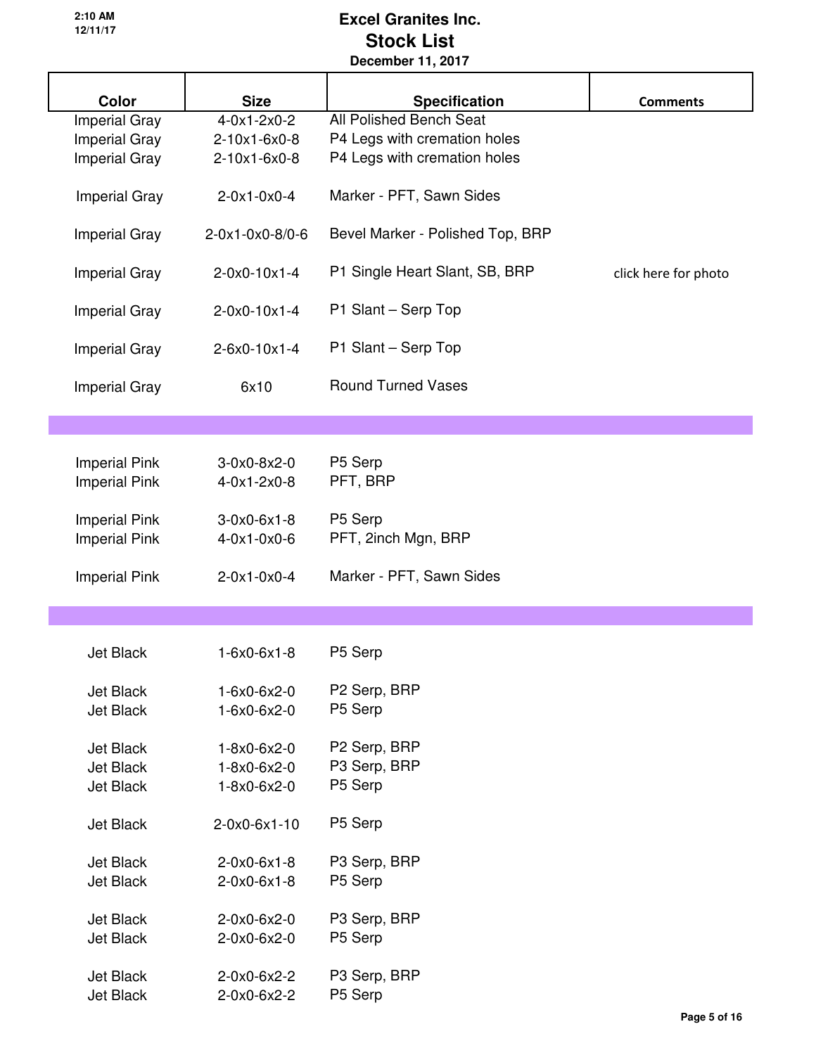# Excel Granites Inc.

## Stock List

**December 11, 2017**

| Color | Size | Specification | Comments |
|---|---|---|---|
| Imperial Gray | 4-0x1-2x0-2 | All Polished Bench Seat | |
| Imperial Gray | 2-10x1-6x0-8 | P4 Legs with cremation holes | |
| Imperial Gray | 2-10x1-6x0-8 | P4 Legs with cremation holes | |
| Imperial Gray | 2-0x1-0x0-4 | Marker - PFT, Sawn Sides | |
| Imperial Gray | 2-0x1-0x0-8/0-6 | Bevel Marker - Polished Top, BRP | |
| Imperial Gray | 2-0x0-10x1-4 | P1 Single Heart Slant, SB, BRP | click here for photo |
| Imperial Gray | 2-0x0-10x1-4 | P1 Slant – Serp Top | |
| Imperial Gray | 2-6x0-10x1-4 | P1 Slant – Serp Top | |
| Imperial Gray | 6x10 | Round Turned Vases | |
| | | | |
| Imperial Pink | 3-0x0-8x2-0 | P5 Serp | |
| Imperial Pink | 4-0x1-2x0-8 | PFT, BRP | |
| Imperial Pink | 3-0x0-6x1-8 | P5 Serp | |
| Imperial Pink | 4-0x1-0x0-6 | PFT, 2inch Mgn, BRP | |
| Imperial Pink | 2-0x1-0x0-4 | Marker - PFT, Sawn Sides | |
| | | | |
| Jet Black | 1-6x0-6x1-8 | P5 Serp | |
| Jet Black | 1-6x0-6x2-0 | P2 Serp, BRP | |
| Jet Black | 1-6x0-6x2-0 | P5 Serp | |
| Jet Black | 1-8x0-6x2-0 | P2 Serp, BRP | |
| Jet Black | 1-8x0-6x2-0 | P3 Serp, BRP | |
| Jet Black | 1-8x0-6x2-0 | P5 Serp | |
| Jet Black | 2-0x0-6x1-10 | P5 Serp | |
| Jet Black | 2-0x0-6x1-8 | P3 Serp, BRP | |
| Jet Black | 2-0x0-6x1-8 | P5 Serp | |
| Jet Black | 2-0x0-6x2-0 | P3 Serp, BRP | |
| Jet Black | 2-0x0-6x2-0 | P5 Serp | |
| Jet Black | 2-0x0-6x2-2 | P3 Serp, BRP | |
| Jet Black | 2-0x0-6x2-2 | P5 Serp | |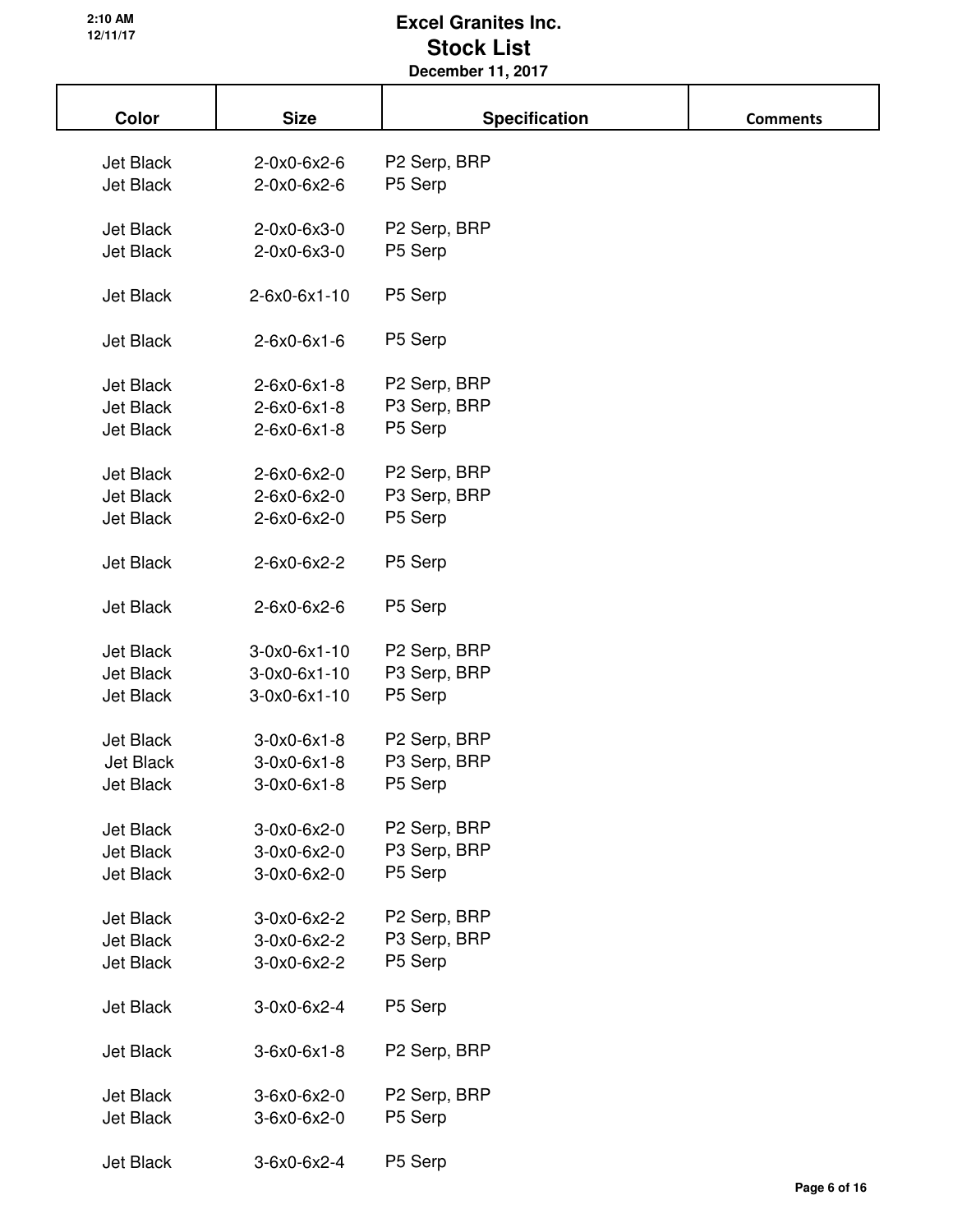# Excel Granites Inc.
## Stock List
**December 11, 2017**

| Color | Size | Specification | Comments |
|---|---|---|---|
| Jet Black | 2-0x0-6x2-6 | P2 Serp, BRP | |
| Jet Black | 2-0x0-6x2-6 | P5 Serp | |
| Jet Black | 2-0x0-6x3-0 | P2 Serp, BRP | |
| Jet Black | 2-0x0-6x3-0 | P5 Serp | |
| Jet Black | 2-6x0-6x1-10 | P5 Serp | |
| Jet Black | 2-6x0-6x1-6 | P5 Serp | |
| Jet Black | 2-6x0-6x1-8 | P2 Serp, BRP | |
| Jet Black | 2-6x0-6x1-8 | P3 Serp, BRP | |
| Jet Black | 2-6x0-6x1-8 | P5 Serp | |
| Jet Black | 2-6x0-6x2-0 | P2 Serp, BRP | |
| Jet Black | 2-6x0-6x2-0 | P3 Serp, BRP | |
| Jet Black | 2-6x0-6x2-0 | P5 Serp | |
| Jet Black | 2-6x0-6x2-2 | P5 Serp | |
| Jet Black | 2-6x0-6x2-6 | P5 Serp | |
| Jet Black | 3-0x0-6x1-10 | P2 Serp, BRP | |
| Jet Black | 3-0x0-6x1-10 | P3 Serp, BRP | |
| Jet Black | 3-0x0-6x1-10 | P5 Serp | |
| Jet Black | 3-0x0-6x1-8 | P2 Serp, BRP | |
| Jet Black | 3-0x0-6x1-8 | P3 Serp, BRP | |
| Jet Black | 3-0x0-6x1-8 | P5 Serp | |
| Jet Black | 3-0x0-6x2-0 | P2 Serp, BRP | |
| Jet Black | 3-0x0-6x2-0 | P3 Serp, BRP | |
| Jet Black | 3-0x0-6x2-0 | P5 Serp | |
| Jet Black | 3-0x0-6x2-2 | P2 Serp, BRP | |
| Jet Black | 3-0x0-6x2-2 | P3 Serp, BRP | |
| Jet Black | 3-0x0-6x2-2 | P5 Serp | |
| Jet Black | 3-0x0-6x2-4 | P5 Serp | |
| Jet Black | 3-6x0-6x1-8 | P2 Serp, BRP | |
| Jet Black | 3-6x0-6x2-0 | P2 Serp, BRP | |
| Jet Black | 3-6x0-6x2-0 | P5 Serp | |
| Jet Black | 3-6x0-6x2-4 | P5 Serp | |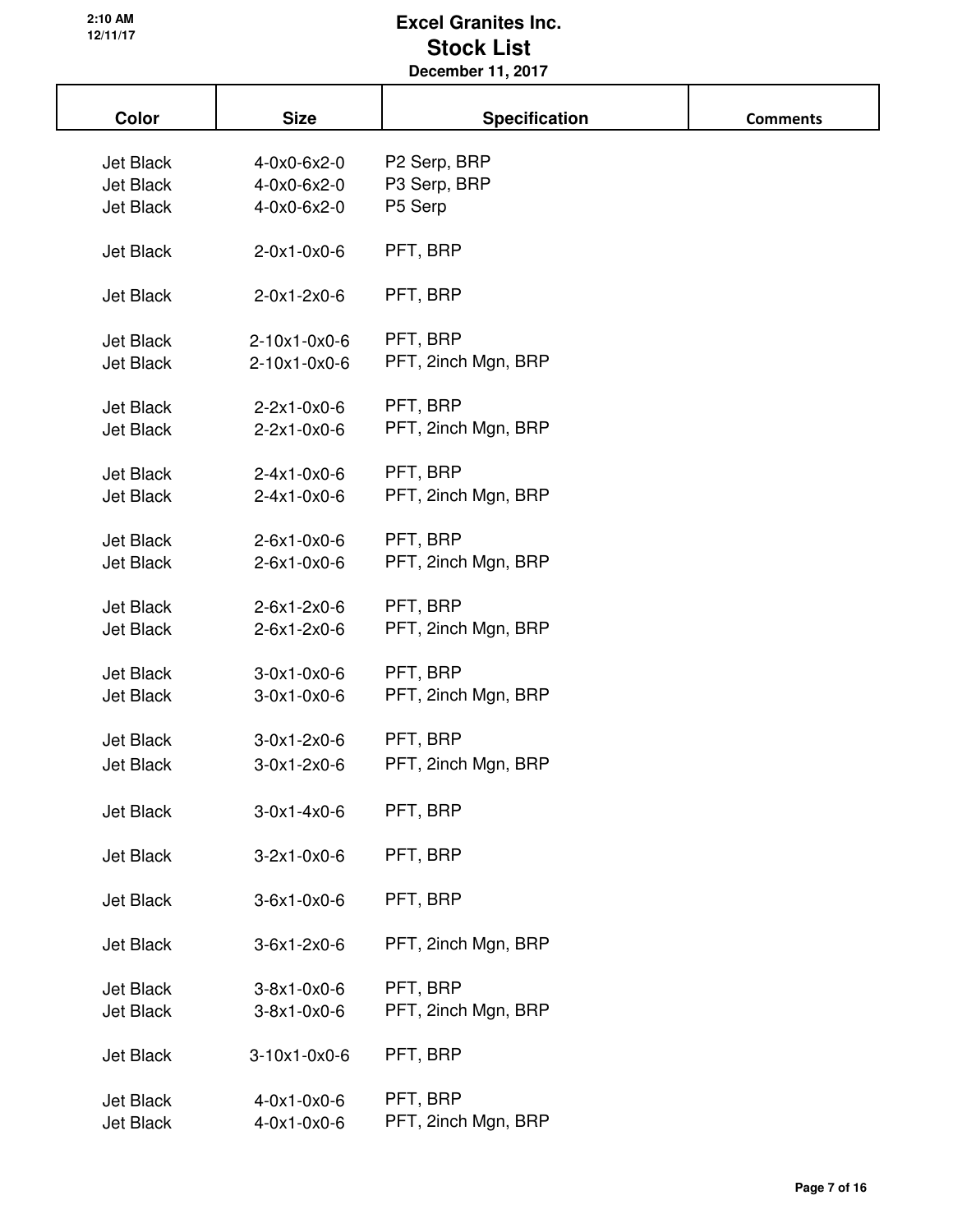# Excel Granites Inc.
## Stock List
**December 11, 2017**

| Color | Size | Specification | Comments |
|---|---|---|---|
| Jet Black | 4-0x0-6x2-0 | P2 Serp, BRP | |
| Jet Black | 4-0x0-6x2-0 | P3 Serp, BRP | |
| Jet Black | 4-0x0-6x2-0 | P5 Serp | |
| Jet Black | 2-0x1-0x0-6 | PFT, BRP | |
| Jet Black | 2-0x1-2x0-6 | PFT, BRP | |
| Jet Black | 2-10x1-0x0-6 | PFT, BRP | |
| Jet Black | 2-10x1-0x0-6 | PFT, 2inch Mgn, BRP | |
| Jet Black | 2-2x1-0x0-6 | PFT, BRP | |
| Jet Black | 2-2x1-0x0-6 | PFT, 2inch Mgn, BRP | |
| Jet Black | 2-4x1-0x0-6 | PFT, BRP | |
| Jet Black | 2-4x1-0x0-6 | PFT, 2inch Mgn, BRP | |
| Jet Black | 2-6x1-0x0-6 | PFT, BRP | |
| Jet Black | 2-6x1-0x0-6 | PFT, 2inch Mgn, BRP | |
| Jet Black | 2-6x1-2x0-6 | PFT, BRP | |
| Jet Black | 2-6x1-2x0-6 | PFT, 2inch Mgn, BRP | |
| Jet Black | 3-0x1-0x0-6 | PFT, BRP | |
| Jet Black | 3-0x1-0x0-6 | PFT, 2inch Mgn, BRP | |
| Jet Black | 3-0x1-2x0-6 | PFT, BRP | |
| Jet Black | 3-0x1-2x0-6 | PFT, 2inch Mgn, BRP | |
| Jet Black | 3-0x1-4x0-6 | PFT, BRP | |
| Jet Black | 3-2x1-0x0-6 | PFT, BRP | |
| Jet Black | 3-6x1-0x0-6 | PFT, BRP | |
| Jet Black | 3-6x1-2x0-6 | PFT, 2inch Mgn, BRP | |
| Jet Black | 3-8x1-0x0-6 | PFT, BRP | |
| Jet Black | 3-8x1-0x0-6 | PFT, 2inch Mgn, BRP | |
| Jet Black | 3-10x1-0x0-6 | PFT, BRP | |
| Jet Black | 4-0x1-0x0-6 | PFT, BRP | |
| Jet Black | 4-0x1-0x0-6 | PFT, 2inch Mgn, BRP | |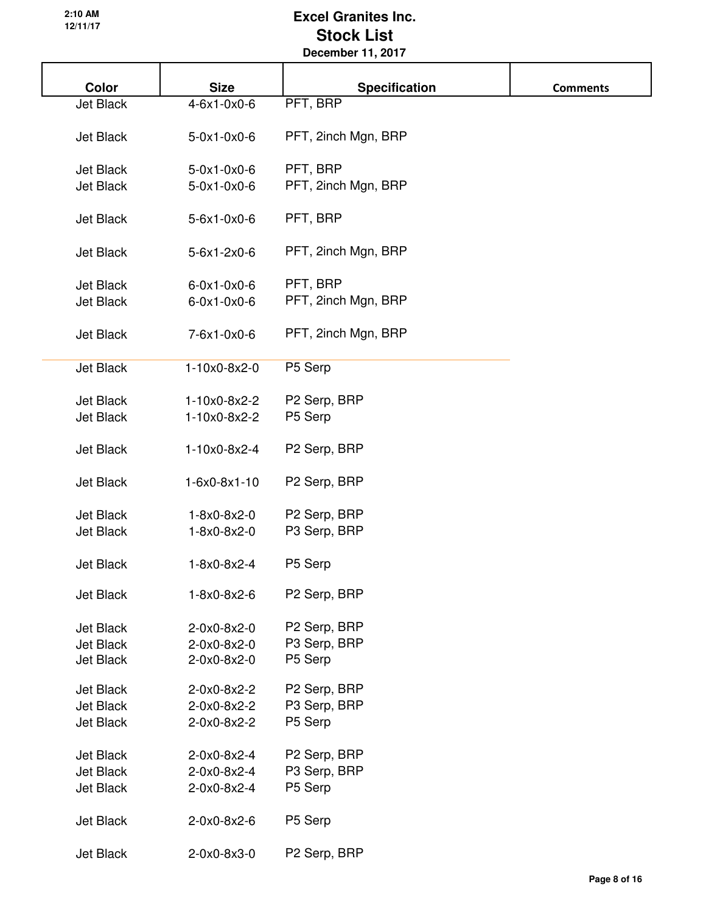# Excel Granites Inc.

## Stock List

**December 11, 2017**

| Color | Size | Specification | Comments |
|---|---|---|---|
| Jet Black | 4-6x1-0x0-6 | PFT, BRP | |
| Jet Black | 5-0x1-0x0-6 | PFT, 2inch Mgn, BRP | |
| Jet Black | 5-0x1-0x0-6 | PFT, BRP | |
| Jet Black | 5-0x1-0x0-6 | PFT, 2inch Mgn, BRP | |
| Jet Black | 5-6x1-0x0-6 | PFT, BRP | |
| Jet Black | 5-6x1-2x0-6 | PFT, 2inch Mgn, BRP | |
| Jet Black | 6-0x1-0x0-6 | PFT, BRP | |
| Jet Black | 6-0x1-0x0-6 | PFT, 2inch Mgn, BRP | |
| Jet Black | 7-6x1-0x0-6 | PFT, 2inch Mgn, BRP | |
| Jet Black | 1-10x0-8x2-0 | P5 Serp | |
| Jet Black | 1-10x0-8x2-2 | P2 Serp, BRP | |
| Jet Black | 1-10x0-8x2-2 | P5 Serp | |
| Jet Black | 1-10x0-8x2-4 | P2 Serp, BRP | |
| Jet Black | 1-6x0-8x1-10 | P2 Serp, BRP | |
| Jet Black | 1-8x0-8x2-0 | P2 Serp, BRP | |
| Jet Black | 1-8x0-8x2-0 | P3 Serp, BRP | |
| Jet Black | 1-8x0-8x2-4 | P5 Serp | |
| Jet Black | 1-8x0-8x2-6 | P2 Serp, BRP | |
| Jet Black | 2-0x0-8x2-0 | P2 Serp, BRP | |
| Jet Black | 2-0x0-8x2-0 | P3 Serp, BRP | |
| Jet Black | 2-0x0-8x2-0 | P5 Serp | |
| Jet Black | 2-0x0-8x2-2 | P2 Serp, BRP | |
| Jet Black | 2-0x0-8x2-2 | P3 Serp, BRP | |
| Jet Black | 2-0x0-8x2-2 | P5 Serp | |
| Jet Black | 2-0x0-8x2-4 | P2 Serp, BRP | |
| Jet Black | 2-0x0-8x2-4 | P3 Serp, BRP | |
| Jet Black | 2-0x0-8x2-4 | P5 Serp | |
| Jet Black | 2-0x0-8x2-6 | P5 Serp | |
| Jet Black | 2-0x0-8x3-0 | P2 Serp, BRP | |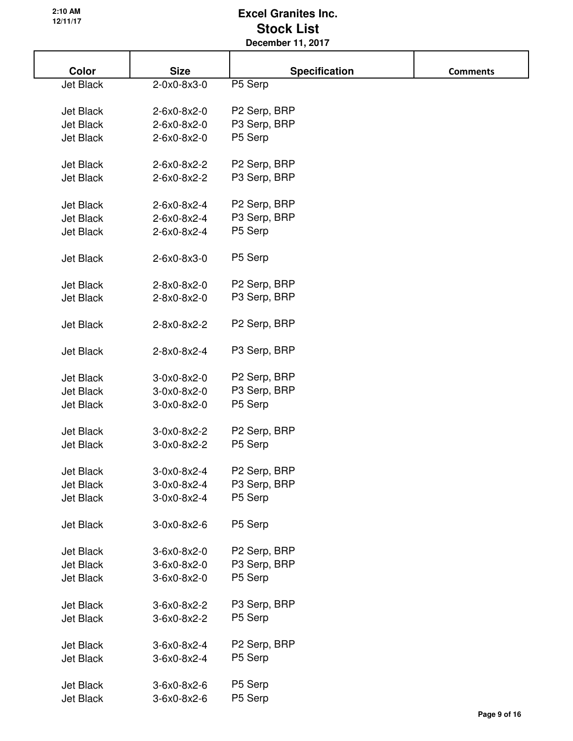# Excel Granites Inc.

## Stock List

**December 11, 2017**

| Color | Size | Specification | Comments |
| --- | --- | --- | --- |
| Jet Black | 2-0x0-8x3-0 | P5 Serp | |
| Jet Black | 2-6x0-8x2-0 | P2 Serp, BRP | |
| Jet Black | 2-6x0-8x2-0 | P3 Serp, BRP | |
| Jet Black | 2-6x0-8x2-0 | P5 Serp | |
| Jet Black | 2-6x0-8x2-2 | P2 Serp, BRP | |
| Jet Black | 2-6x0-8x2-2 | P3 Serp, BRP | |
| Jet Black | 2-6x0-8x2-4 | P2 Serp, BRP | |
| Jet Black | 2-6x0-8x2-4 | P3 Serp, BRP | |
| Jet Black | 2-6x0-8x2-4 | P5 Serp | |
| Jet Black | 2-6x0-8x3-0 | P5 Serp | |
| Jet Black | 2-8x0-8x2-0 | P2 Serp, BRP | |
| Jet Black | 2-8x0-8x2-0 | P3 Serp, BRP | |
| Jet Black | 2-8x0-8x2-2 | P2 Serp, BRP | |
| Jet Black | 2-8x0-8x2-4 | P3 Serp, BRP | |
| Jet Black | 3-0x0-8x2-0 | P2 Serp, BRP | |
| Jet Black | 3-0x0-8x2-0 | P3 Serp, BRP | |
| Jet Black | 3-0x0-8x2-0 | P5 Serp | |
| Jet Black | 3-0x0-8x2-2 | P2 Serp, BRP | |
| Jet Black | 3-0x0-8x2-2 | P5 Serp | |
| Jet Black | 3-0x0-8x2-4 | P2 Serp, BRP | |
| Jet Black | 3-0x0-8x2-4 | P3 Serp, BRP | |
| Jet Black | 3-0x0-8x2-4 | P5 Serp | |
| Jet Black | 3-0x0-8x2-6 | P5 Serp | |
| Jet Black | 3-6x0-8x2-0 | P2 Serp, BRP | |
| Jet Black | 3-6x0-8x2-0 | P3 Serp, BRP | |
| Jet Black | 3-6x0-8x2-0 | P5 Serp | |
| Jet Black | 3-6x0-8x2-2 | P3 Serp, BRP | |
| Jet Black | 3-6x0-8x2-2 | P5 Serp | |
| Jet Black | 3-6x0-8x2-4 | P2 Serp, BRP | |
| Jet Black | 3-6x0-8x2-4 | P5 Serp | |
| Jet Black | 3-6x0-8x2-6 | P5 Serp | |
| Jet Black | 3-6x0-8x2-6 | P5 Serp | |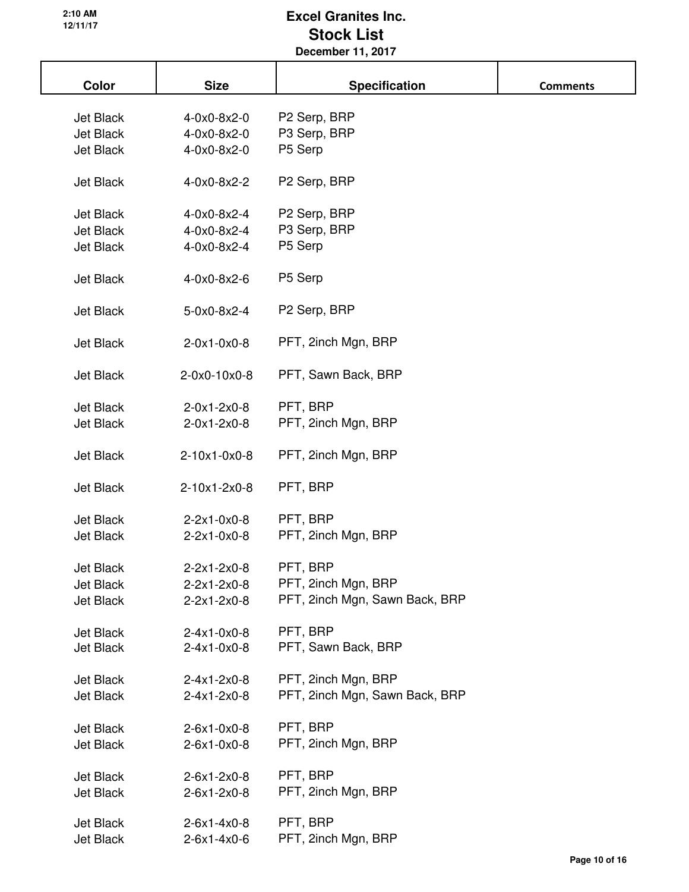# Excel Granites Inc.
## Stock List
**December 11, 2017**

| Color | Size | Specification | Comments |
|---|---|---|---|
| Jet Black | 4-0x0-8x2-0 | P2 Serp, BRP | |
| Jet Black | 4-0x0-8x2-0 | P3 Serp, BRP | |
| Jet Black | 4-0x0-8x2-0 | P5 Serp | |
| Jet Black | 4-0x0-8x2-2 | P2 Serp, BRP | |
| Jet Black | 4-0x0-8x2-4 | P2 Serp, BRP | |
| Jet Black | 4-0x0-8x2-4 | P3 Serp, BRP | |
| Jet Black | 4-0x0-8x2-4 | P5 Serp | |
| Jet Black | 4-0x0-8x2-6 | P5 Serp | |
| Jet Black | 5-0x0-8x2-4 | P2 Serp, BRP | |
| Jet Black | 2-0x1-0x0-8 | PFT, 2inch Mgn, BRP | |
| Jet Black | 2-0x0-10x0-8 | PFT, Sawn Back, BRP | |
| Jet Black | 2-0x1-2x0-8 | PFT, BRP | |
| Jet Black | 2-0x1-2x0-8 | PFT, 2inch Mgn, BRP | |
| Jet Black | 2-10x1-0x0-8 | PFT, 2inch Mgn, BRP | |
| Jet Black | 2-10x1-2x0-8 | PFT, BRP | |
| Jet Black | 2-2x1-0x0-8 | PFT, BRP | |
| Jet Black | 2-2x1-0x0-8 | PFT, 2inch Mgn, BRP | |
| Jet Black | 2-2x1-2x0-8 | PFT, BRP | |
| Jet Black | 2-2x1-2x0-8 | PFT, 2inch Mgn, BRP | |
| Jet Black | 2-2x1-2x0-8 | PFT, 2inch Mgn, Sawn Back, BRP | |
| Jet Black | 2-4x1-0x0-8 | PFT, BRP | |
| Jet Black | 2-4x1-0x0-8 | PFT, Sawn Back, BRP | |
| Jet Black | 2-4x1-2x0-8 | PFT, 2inch Mgn, BRP | |
| Jet Black | 2-4x1-2x0-8 | PFT, 2inch Mgn, Sawn Back, BRP | |
| Jet Black | 2-6x1-0x0-8 | PFT, BRP | |
| Jet Black | 2-6x1-0x0-8 | PFT, 2inch Mgn, BRP | |
| Jet Black | 2-6x1-2x0-8 | PFT, BRP | |
| Jet Black | 2-6x1-2x0-8 | PFT, 2inch Mgn, BRP | |
| Jet Black | 2-6x1-4x0-8 | PFT, BRP | |
| Jet Black | 2-6x1-4x0-6 | PFT, 2inch Mgn, BRP | |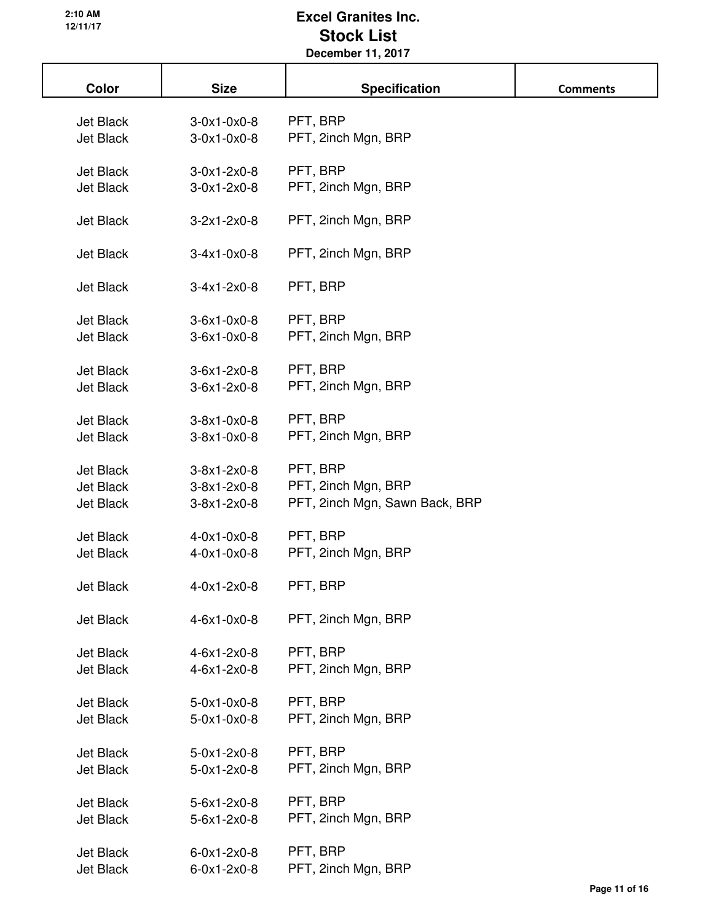# Excel Granites Inc.

## Stock List

**December 11, 2017**

| Color | Size | Specification | Comments |
| --- | --- | --- | --- |
| Jet Black | 3-0x1-0x0-8 | PFT, BRP | |
| Jet Black | 3-0x1-0x0-8 | PFT, 2inch Mgn, BRP | |
| Jet Black | 3-0x1-2x0-8 | PFT, BRP | |
| Jet Black | 3-0x1-2x0-8 | PFT, 2inch Mgn, BRP | |
| Jet Black | 3-2x1-2x0-8 | PFT, 2inch Mgn, BRP | |
| Jet Black | 3-4x1-0x0-8 | PFT, 2inch Mgn, BRP | |
| Jet Black | 3-4x1-2x0-8 | PFT, BRP | |
| Jet Black | 3-6x1-0x0-8 | PFT, BRP | |
| Jet Black | 3-6x1-0x0-8 | PFT, 2inch Mgn, BRP | |
| Jet Black | 3-6x1-2x0-8 | PFT, BRP | |
| Jet Black | 3-6x1-2x0-8 | PFT, 2inch Mgn, BRP | |
| Jet Black | 3-8x1-0x0-8 | PFT, BRP | |
| Jet Black | 3-8x1-0x0-8 | PFT, 2inch Mgn, BRP | |
| Jet Black | 3-8x1-2x0-8 | PFT, BRP | |
| Jet Black | 3-8x1-2x0-8 | PFT, 2inch Mgn, BRP | |
| Jet Black | 3-8x1-2x0-8 | PFT, 2inch Mgn, Sawn Back, BRP | |
| Jet Black | 4-0x1-0x0-8 | PFT, BRP | |
| Jet Black | 4-0x1-0x0-8 | PFT, 2inch Mgn, BRP | |
| Jet Black | 4-0x1-2x0-8 | PFT, BRP | |
| Jet Black | 4-6x1-0x0-8 | PFT, 2inch Mgn, BRP | |
| Jet Black | 4-6x1-2x0-8 | PFT, BRP | |
| Jet Black | 4-6x1-2x0-8 | PFT, 2inch Mgn, BRP | |
| Jet Black | 5-0x1-0x0-8 | PFT, BRP | |
| Jet Black | 5-0x1-0x0-8 | PFT, 2inch Mgn, BRP | |
| Jet Black | 5-0x1-2x0-8 | PFT, BRP | |
| Jet Black | 5-0x1-2x0-8 | PFT, 2inch Mgn, BRP | |
| Jet Black | 5-6x1-2x0-8 | PFT, BRP | |
| Jet Black | 5-6x1-2x0-8 | PFT, 2inch Mgn, BRP | |
| Jet Black | 6-0x1-2x0-8 | PFT, BRP | |
| Jet Black | 6-0x1-2x0-8 | PFT, 2inch Mgn, BRP | |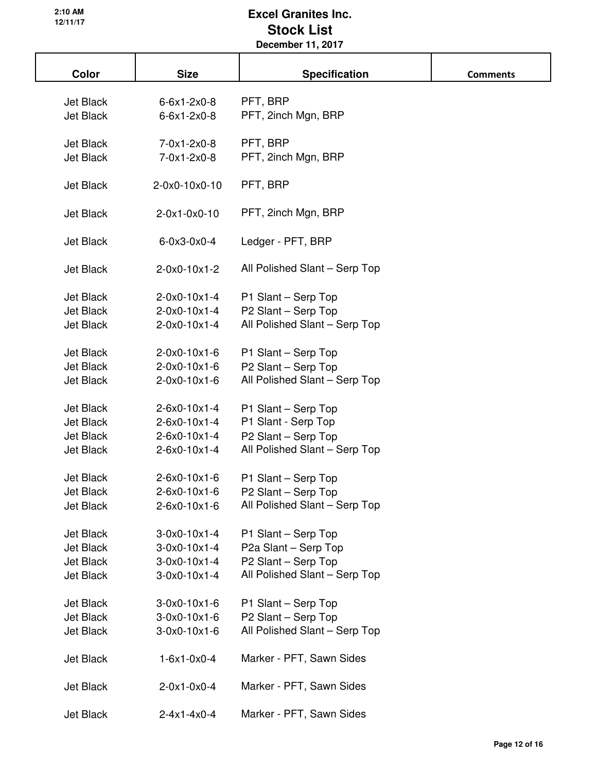# Excel Granites Inc.

## Stock List

**December 11, 2017**

| Color | Size | Specification | Comments |
|---|---|---|---|
| Jet Black | 6-6x1-2x0-8 | PFT, BRP | |
| Jet Black | 6-6x1-2x0-8 | PFT, 2inch Mgn, BRP | |
| Jet Black | 7-0x1-2x0-8 | PFT, BRP | |
| Jet Black | 7-0x1-2x0-8 | PFT, 2inch Mgn, BRP | |
| Jet Black | 2-0x0-10x0-10 | PFT, BRP | |
| Jet Black | 2-0x1-0x0-10 | PFT, 2inch Mgn, BRP | |
| Jet Black | 6-0x3-0x0-4 | Ledger - PFT, BRP | |
| Jet Black | 2-0x0-10x1-2 | All Polished Slant – Serp Top | |
| Jet Black | 2-0x0-10x1-4 | P1 Slant – Serp Top | |
| Jet Black | 2-0x0-10x1-4 | P2 Slant – Serp Top | |
| Jet Black | 2-0x0-10x1-4 | All Polished Slant – Serp Top | |
| Jet Black | 2-0x0-10x1-6 | P1 Slant – Serp Top | |
| Jet Black | 2-0x0-10x1-6 | P2 Slant – Serp Top | |
| Jet Black | 2-0x0-10x1-6 | All Polished Slant – Serp Top | |
| Jet Black | 2-6x0-10x1-4 | P1 Slant – Serp Top | |
| Jet Black | 2-6x0-10x1-4 | P1 Slant - Serp Top | |
| Jet Black | 2-6x0-10x1-4 | P2 Slant – Serp Top | |
| Jet Black | 2-6x0-10x1-4 | All Polished Slant – Serp Top | |
| Jet Black | 2-6x0-10x1-6 | P1 Slant – Serp Top | |
| Jet Black | 2-6x0-10x1-6 | P2 Slant – Serp Top | |
| Jet Black | 2-6x0-10x1-6 | All Polished Slant – Serp Top | |
| Jet Black | 3-0x0-10x1-4 | P1 Slant – Serp Top | |
| Jet Black | 3-0x0-10x1-4 | P2a Slant – Serp Top | |
| Jet Black | 3-0x0-10x1-4 | P2 Slant – Serp Top | |
| Jet Black | 3-0x0-10x1-4 | All Polished Slant – Serp Top | |
| Jet Black | 3-0x0-10x1-6 | P1 Slant – Serp Top | |
| Jet Black | 3-0x0-10x1-6 | P2 Slant – Serp Top | |
| Jet Black | 3-0x0-10x1-6 | All Polished Slant – Serp Top | |
| Jet Black | 1-6x1-0x0-4 | Marker - PFT, Sawn Sides | |
| Jet Black | 2-0x1-0x0-4 | Marker - PFT, Sawn Sides | |
| Jet Black | 2-4x1-4x0-4 | Marker - PFT, Sawn Sides | |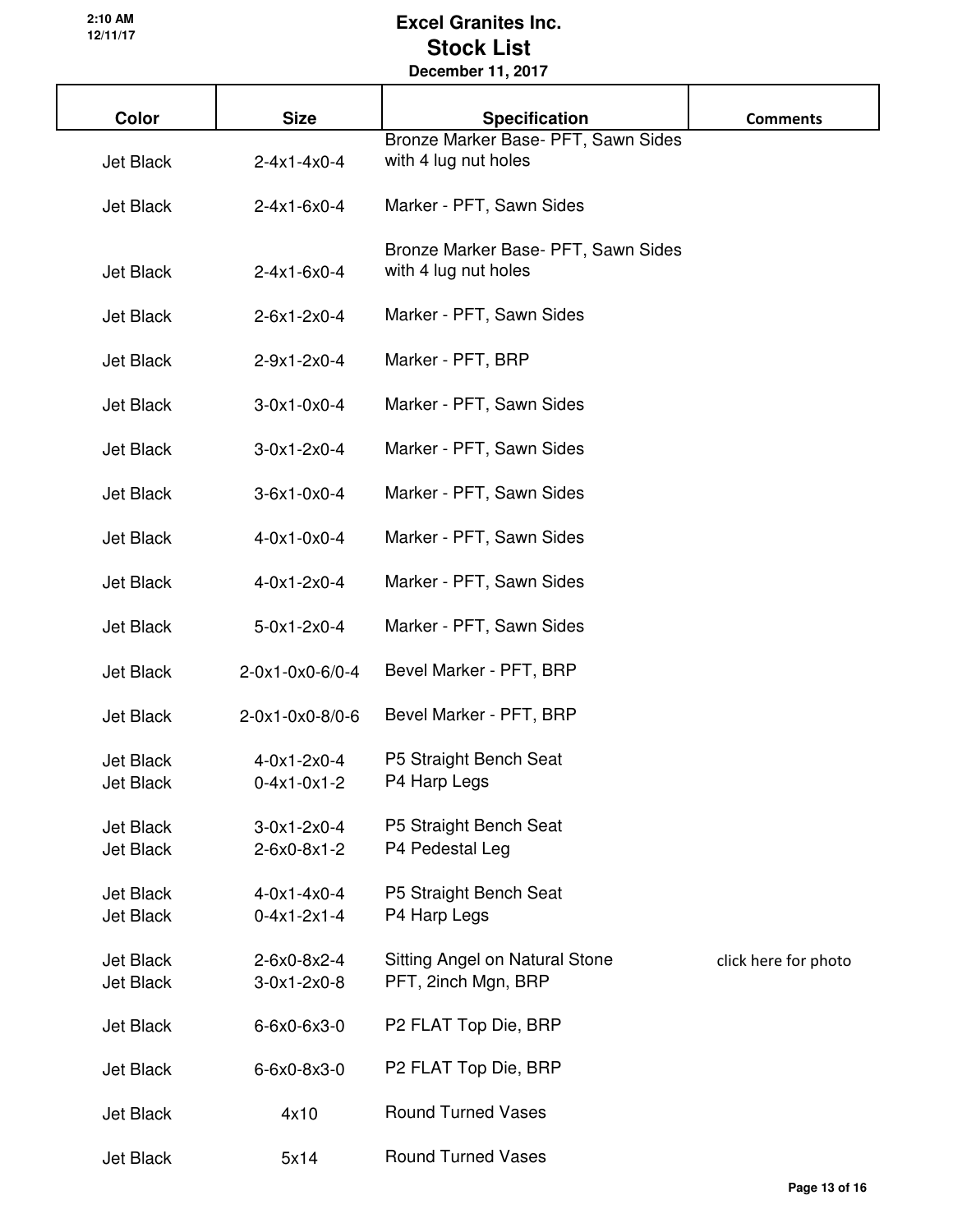# Excel Granites Inc.

## Stock List

**December 11, 2017**

| Color | Size | Specification | Comments |
|---|---|---|---|
| Jet Black | 2-4x1-4x0-4 | Bronze Marker Base- PFT, Sawn Sides with 4 lug nut holes | |
| Jet Black | 2-4x1-6x0-4 | Marker - PFT, Sawn Sides | |
| Jet Black | 2-4x1-6x0-4 | Bronze Marker Base- PFT, Sawn Sides with 4 lug nut holes | |
| Jet Black | 2-6x1-2x0-4 | Marker - PFT, Sawn Sides | |
| Jet Black | 2-9x1-2x0-4 | Marker - PFT, BRP | |
| Jet Black | 3-0x1-0x0-4 | Marker - PFT, Sawn Sides | |
| Jet Black | 3-0x1-2x0-4 | Marker - PFT, Sawn Sides | |
| Jet Black | 3-6x1-0x0-4 | Marker - PFT, Sawn Sides | |
| Jet Black | 4-0x1-0x0-4 | Marker - PFT, Sawn Sides | |
| Jet Black | 4-0x1-2x0-4 | Marker - PFT, Sawn Sides | |
| Jet Black | 5-0x1-2x0-4 | Marker - PFT, Sawn Sides | |
| Jet Black | 2-0x1-0x0-6/0-4 | Bevel Marker - PFT, BRP | |
| Jet Black | 2-0x1-0x0-8/0-6 | Bevel Marker - PFT, BRP | |
| Jet Black<br>Jet Black | 4-0x1-2x0-4<br>0-4x1-0x1-2 | P5 Straight Bench Seat<br>P4 Harp Legs | |
| Jet Black<br>Jet Black | 3-0x1-2x0-4<br>2-6x0-8x1-2 | P5 Straight Bench Seat<br>P4 Pedestal Leg | |
| Jet Black<br>Jet Black | 4-0x1-4x0-4<br>0-4x1-2x1-4 | P5 Straight Bench Seat<br>P4 Harp Legs | |
| Jet Black<br>Jet Black | 2-6x0-8x2-4<br>3-0x1-2x0-8 | Sitting Angel on Natural Stone<br>PFT, 2inch Mgn, BRP | click here for photo |
| Jet Black | 6-6x0-6x3-0 | P2 FLAT Top Die, BRP | |
| Jet Black | 6-6x0-8x3-0 | P2 FLAT Top Die, BRP | |
| Jet Black | 4x10 | Round Turned Vases | |
| Jet Black | 5x14 | Round Turned Vases | |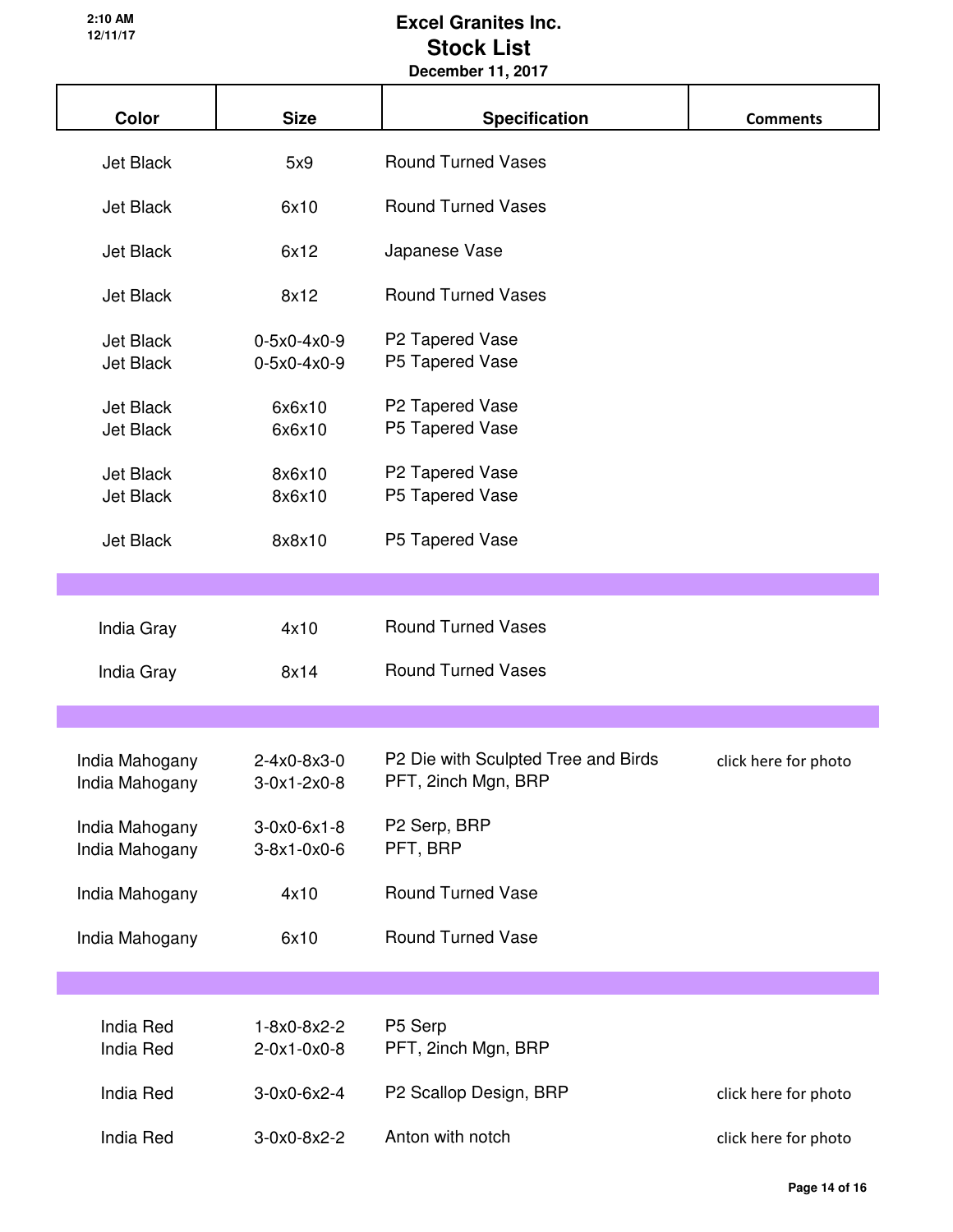# Excel Granites Inc.

## Stock List

**December 11, 2017**

| Color | Size | Specification | Comments |
|---|---|---|---|
| Jet Black | 5x9 | Round Turned Vases | |
| Jet Black | 6x10 | Round Turned Vases | |
| Jet Black | 6x12 | Japanese Vase | |
| Jet Black | 8x12 | Round Turned Vases | |
| Jet Black | 0-5x0-4x0-9 | P2 Tapered Vase | |
| Jet Black | 0-5x0-4x0-9 | P5 Tapered Vase | |
| Jet Black | 6x6x10 | P2 Tapered Vase | |
| Jet Black | 6x6x10 | P5 Tapered Vase | |
| Jet Black | 8x6x10 | P2 Tapered Vase | |
| Jet Black | 8x6x10 | P5 Tapered Vase | |
| Jet Black | 8x8x10 | P5 Tapered Vase | |
| | | | |
| India Gray | 4x10 | Round Turned Vases | |
| India Gray | 8x14 | Round Turned Vases | |
| | | | |
| India Mahogany | 2-4x0-8x3-0 | P2 Die with Sculpted Tree and Birds | click here for photo |
| India Mahogany | 3-0x1-2x0-8 | PFT, 2inch Mgn, BRP | |
| India Mahogany | 3-0x0-6x1-8 | P2 Serp, BRP | |
| India Mahogany | 3-8x1-0x0-6 | PFT, BRP | |
| India Mahogany | 4x10 | Round Turned Vase | |
| India Mahogany | 6x10 | Round Turned Vase | |
| | | | |
| India Red | 1-8x0-8x2-2 | P5 Serp | |
| India Red | 2-0x1-0x0-8 | PFT, 2inch Mgn, BRP | |
| India Red | 3-0x0-6x2-4 | P2 Scallop Design, BRP | click here for photo |
| India Red | 3-0x0-8x2-2 | Anton with notch | click here for photo |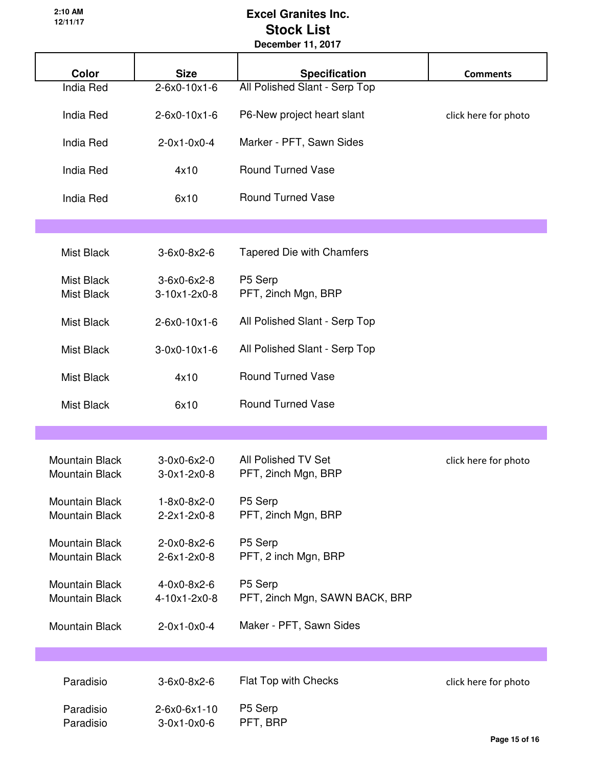# Excel Granites Inc.

## Stock List

**December 11, 2017**

| Color | Size | Specification | Comments |
|---|---|---|---|
| India Red | 2-6x0-10x1-6 | All Polished Slant - Serp Top | |
| India Red | 2-6x0-10x1-6 | P6-New project heart slant | click here for photo |
| India Red | 2-0x1-0x0-4 | Marker - PFT, Sawn Sides | |
| India Red | 4x10 | Round Turned Vase | |
| India Red | 6x10 | Round Turned Vase | |
| | | | |
| Mist Black | 3-6x0-8x2-6 | Tapered Die with Chamfers | |
| Mist Black | 3-6x0-6x2-8 | P5 Serp | |
| Mist Black | 3-10x1-2x0-8 | PFT, 2inch Mgn, BRP | |
| Mist Black | 2-6x0-10x1-6 | All Polished Slant - Serp Top | |
| Mist Black | 3-0x0-10x1-6 | All Polished Slant - Serp Top | |
| Mist Black | 4x10 | Round Turned Vase | |
| Mist Black | 6x10 | Round Turned Vase | |
| | | | |
| Mountain Black | 3-0x0-6x2-0 | All Polished TV Set | click here for photo |
| Mountain Black | 3-0x1-2x0-8 | PFT, 2inch Mgn, BRP | |
| Mountain Black | 1-8x0-8x2-0 | P5 Serp | |
| Mountain Black | 2-2x1-2x0-8 | PFT, 2inch Mgn, BRP | |
| Mountain Black | 2-0x0-8x2-6 | P5 Serp | |
| Mountain Black | 2-6x1-2x0-8 | PFT, 2 inch Mgn, BRP | |
| Mountain Black | 4-0x0-8x2-6 | P5 Serp | |
| Mountain Black | 4-10x1-2x0-8 | PFT, 2inch Mgn, SAWN BACK, BRP | |
| Mountain Black | 2-0x1-0x0-4 | Maker - PFT, Sawn Sides | |
| | | | |
| Paradisio | 3-6x0-8x2-6 | Flat Top with Checks | click here for photo |
| Paradisio | 2-6x0-6x1-10 | P5 Serp | |
| Paradisio | 3-0x1-0x0-6 | PFT, BRP | |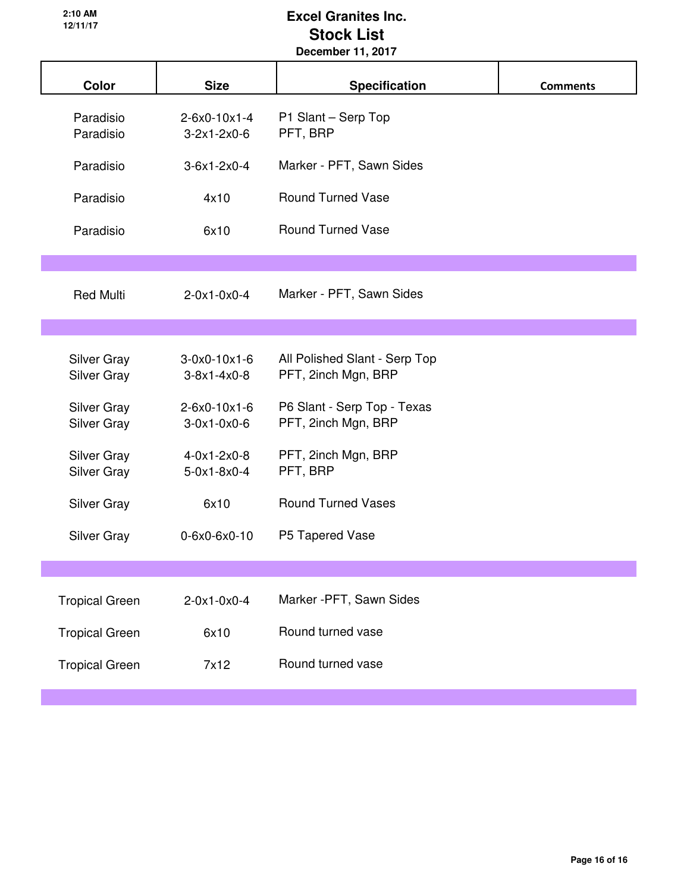# Excel Granites Inc.
## Stock List
**December 11, 2017**

| Color | Size | Specification | Comments |
|---|---|---|---|
| Paradisio | 2-6x0-10x1-4 | P1 Slant – Serp Top | |
| Paradisio | 3-2x1-2x0-6 | PFT, BRP | |
| Paradisio | 3-6x1-2x0-4 | Marker - PFT, Sawn Sides | |
| Paradisio | 4x10 | Round Turned Vase | |
| Paradisio | 6x10 | Round Turned Vase | |
| | | | |
| Red Multi | 2-0x1-0x0-4 | Marker - PFT, Sawn Sides | |
| | | | |
| Silver Gray | 3-0x0-10x1-6 | All Polished Slant - Serp Top | |
| Silver Gray | 3-8x1-4x0-8 | PFT, 2inch Mgn, BRP | |
| Silver Gray | 2-6x0-10x1-6 | P6 Slant - Serp Top - Texas | |
| Silver Gray | 3-0x1-0x0-6 | PFT, 2inch Mgn, BRP | |
| Silver Gray | 4-0x1-2x0-8 | PFT, 2inch Mgn, BRP | |
| Silver Gray | 5-0x1-8x0-4 | PFT, BRP | |
| Silver Gray | 6x10 | Round Turned Vases | |
| Silver Gray | 0-6x0-6x0-10 | P5 Tapered Vase | |
| | | | |
| Tropical Green | 2-0x1-0x0-4 | Marker -PFT, Sawn Sides | |
| Tropical Green | 6x10 | Round turned vase | |
| Tropical Green | 7x12 | Round turned vase | |